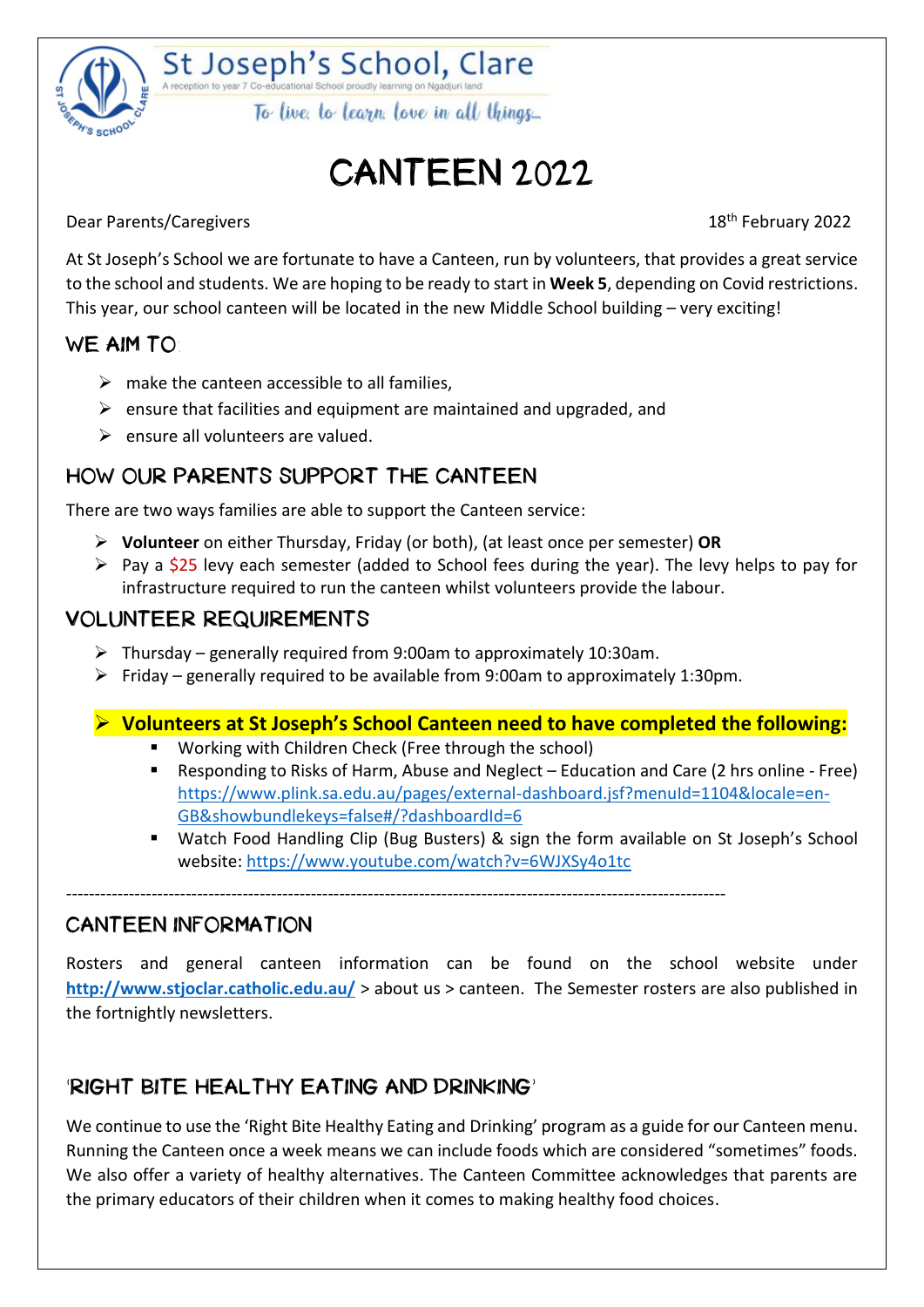St Joseph's School, Clare

A reception to year 7 Co-educational School proudly learning on Ngadjuri land

*To live, to learn, love in all things...*

# CANTEEN 2022

Dear Parents/Caregivers

18th February 2022

At St Joseph's School we are fortunate to have a Canteen, run by volunteers, that provides a great service to the school and students. We are hoping to be ready to start in **Week 5**, depending on Covid restrictions. This year, our school canteen will be located in the new Middle School building – very exciting!

## WE AIM TO:

- make the canteen accessible to all families,
- ensure that facilities and equipment are maintained and upgraded, and
- ensure all volunteers are valued.

## HOW OUR PARENTS SUPPORT THE CANTEEN

There are two ways families are able to support the Canteen service:

- **Volunteer** on either Thursday, Friday (or both), (at least once per semester) **OR**
- Pay a $25 levy each semester (added to School fees during the year). The levy helps to pay for infrastructure required to run the canteen whilst volunteers provide the labour.

## VOLUNTEER REQUIREMENTS

- Thursday – generally required from 9:00am to approximately 10:30am.
- Friday – generally required to be available from 9:00am to approximately 1:30pm.

- **Volunteers at St Joseph's School Canteen need to have completed the following:**
  - Working with Children Check (Free through the school)
  - Responding to Risks of Harm, Abuse and Neglect – Education and Care (2 hrs online - Free) https://www.plink.sa.edu.au/pages/external-dashboard.jsf?menuId=1104&locale=en-GB&showbundlekeys=false#/?dashboardId=6
  - Watch Food Handling Clip (Bug Busters) & sign the form available on St Joseph's School website: https://www.youtube.com/watch?v=6WJXSy4o1tc

---

## CANTEEN INFORMATION

Rosters and general canteen information can be found on the school website under **http://www.stjoclar.catholic.edu.au/** > about us > canteen. The Semester rosters are also published in the fortnightly newsletters.

## 'RIGHT BITE HEALTHY EATING AND DRINKING'

We continue to use the 'Right Bite Healthy Eating and Drinking' program as a guide for our Canteen menu. Running the Canteen once a week means we can include foods which are considered "sometimes" foods. We also offer a variety of healthy alternatives. The Canteen Committee acknowledges that parents are the primary educators of their children when it comes to making healthy food choices.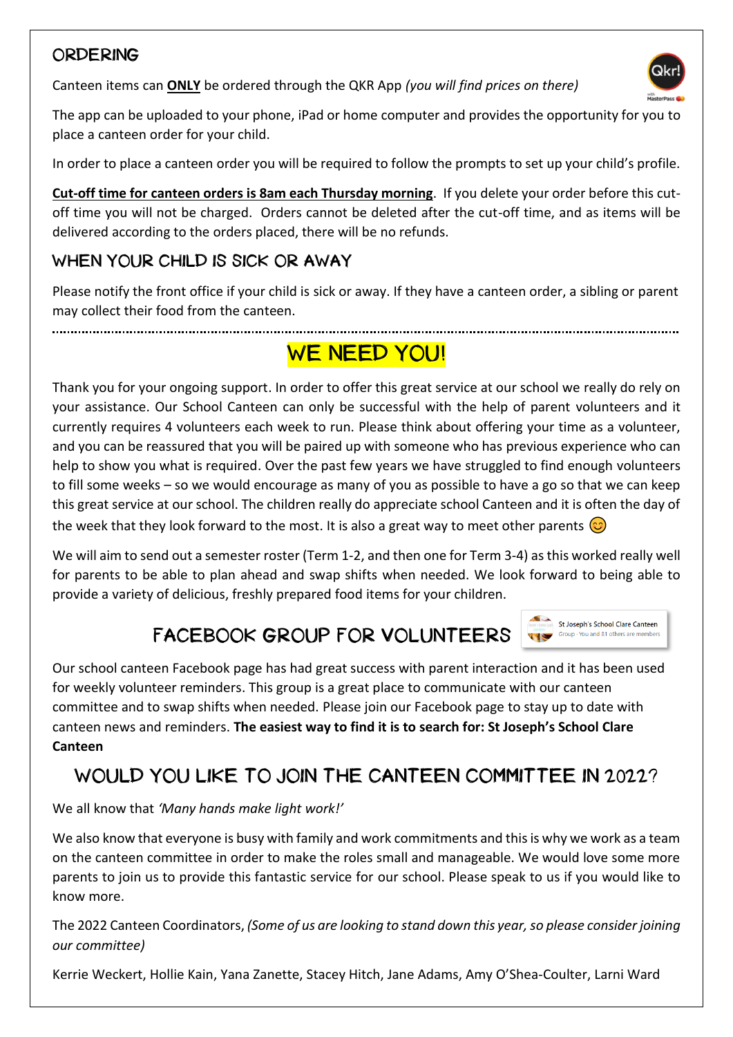## ORDERING

Canteen items can **ONLY** be ordered through the QKR App *(you will find prices on there)*

The app can be uploaded to your phone, iPad or home computer and provides the opportunity for you to place a canteen order for your child.

In order to place a canteen order you will be required to follow the prompts to set up your child's profile.

**Cut-off time for canteen orders is 8am each Thursday morning**. If you delete your order before this cut-off time you will not be charged. Orders cannot be deleted after the cut-off time, and as items will be delivered according to the orders placed, there will be no refunds.

## WHEN YOUR CHILD IS SICK OR AWAY

Please notify the front office if your child is sick or away. If they have a canteen order, a sibling or parent may collect their food from the canteen.

---

## WE NEED YOU!

Thank you for your ongoing support. In order to offer this great service at our school we really do rely on your assistance. Our School Canteen can only be successful with the help of parent volunteers and it currently requires 4 volunteers each week to run. Please think about offering your time as a volunteer, and you can be reassured that you will be paired up with someone who has previous experience who can help to show you what is required. Over the past few years we have struggled to find enough volunteers to fill some weeks – so we would encourage as many of you as possible to have a go so that we can keep this great service at our school. The children really do appreciate school Canteen and it is often the day of the week that they look forward to the most. It is also a great way to meet other parents 😊

We will aim to send out a semester roster (Term 1-2, and then one for Term 3-4) as this worked really well for parents to be able to plan ahead and swap shifts when needed. We look forward to being able to provide a variety of delicious, freshly prepared food items for your children.

## FACEBOOK GROUP FOR VOLUNTEERS

St Joseph's School Clare Canteen
Group · You and 81 others are members

Our school canteen Facebook page has had great success with parent interaction and it has been used for weekly volunteer reminders. This group is a great place to communicate with our canteen committee and to swap shifts when needed. Please join our Facebook page to stay up to date with canteen news and reminders. **The easiest way to find it is to search for: St Joseph's School Clare Canteen**

## WOULD YOU LIKE TO JOIN THE CANTEEN COMMITTEE IN 2022?

We all know that *'Many hands make light work!'*

We also know that everyone is busy with family and work commitments and this is why we work as a team on the canteen committee in order to make the roles small and manageable. We would love some more parents to join us to provide this fantastic service for our school. Please speak to us if you would like to know more.

The 2022 Canteen Coordinators, *(Some of us are looking to stand down this year, so please consider joining our committee)*

Kerrie Weckert, Hollie Kain, Yana Zanette, Stacey Hitch, Jane Adams, Amy O'Shea-Coulter, Larni Ward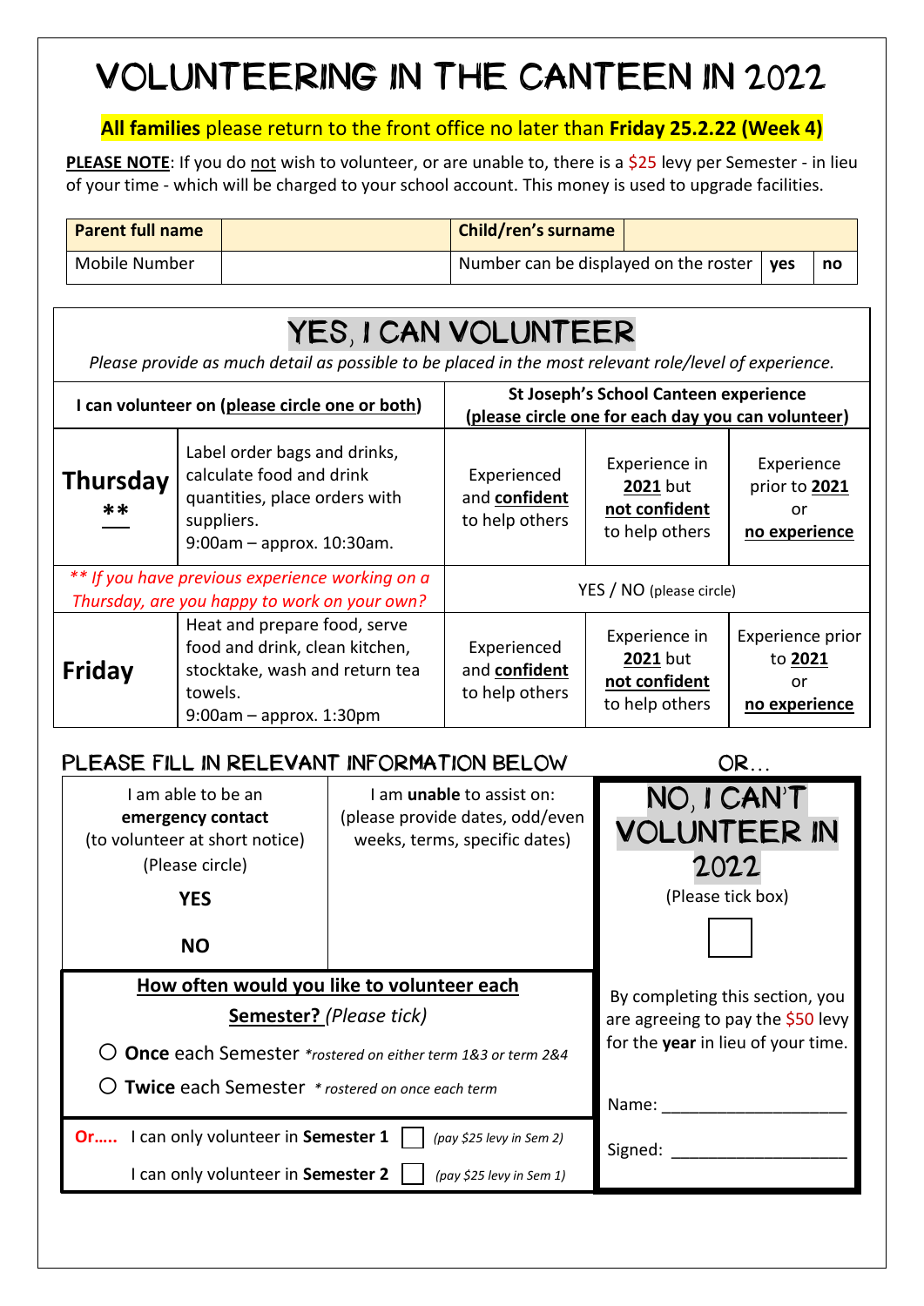# VOLUNTEERING IN THE CANTEEN IN 2022

**All families** please return to the front office no later than **Friday 25.2.22 (Week 4)**

**PLEASE NOTE**: If you do not wish to volunteer, or are unable to, there is a $25 levy per Semester - in lieu of your time - which will be charged to your school account. This money is used to upgrade facilities.

| **Parent full name** | | **Child/ren's surname** | | |
|---|---|---|---|---|
| Mobile Number | | Number can be displayed on the roster | **yes** | **no** |

## YES, I CAN VOLUNTEER

*Please provide as much detail as possible to be placed in the most relevant role/level of experience.*

| I can volunteer on (please circle one or both) | | St Joseph's School Canteen experience (please circle one for each day you can volunteer) | | |
|---|---|---|---|---|
| **Thursday** ** | Label order bags and drinks, calculate food and drink quantities, place orders with suppliers. 9:00am – approx. 10:30am. | Experienced and **confident** to help others | Experience in **2021** but **not confident** to help others | Experience prior to **2021** or **no experience** |
| *** If you have previous experience working on a Thursday, are you happy to work on your own?* | | YES / NO (please circle) | | |
| **Friday** | Heat and prepare food, serve food and drink, clean kitchen, stocktake, wash and return tea towels. 9:00am – approx. 1:30pm | Experienced and **confident** to help others | Experience in **2021** but **not confident** to help others | Experience prior to **2021** or **no experience** |

### PLEASE FILL IN RELEVANT INFORMATION BELOW

| I am able to be an **emergency contact** (to volunteer at short notice) (Please circle) | I am **unable** to assist on: (please provide dates, odd/even weeks, terms, specific dates) |
|---|---|
| **YES** | |
| **NO** | |

**How often would you like to volunteer each Semester?** *(Please tick)*

- ○ **Once** each Semester *\*rostered on either term 1&3 or term 2&4*
- ○ **Twice** each Semester *\* rostered on once each term*

**Or…..** I can only volunteer in **Semester 1** ☐ *(pay $25 levy in Sem 2)*

I can only volunteer in **Semester 2** ☐ *(pay $25 levy in Sem 1)*

### OR…

## NO, I CAN'T VOLUNTEER IN 2022

(Please tick box) ☐

By completing this section, you are agreeing to pay the $50 levy for the **year** in lieu of your time.

Name: ____________________

Signed: ___________________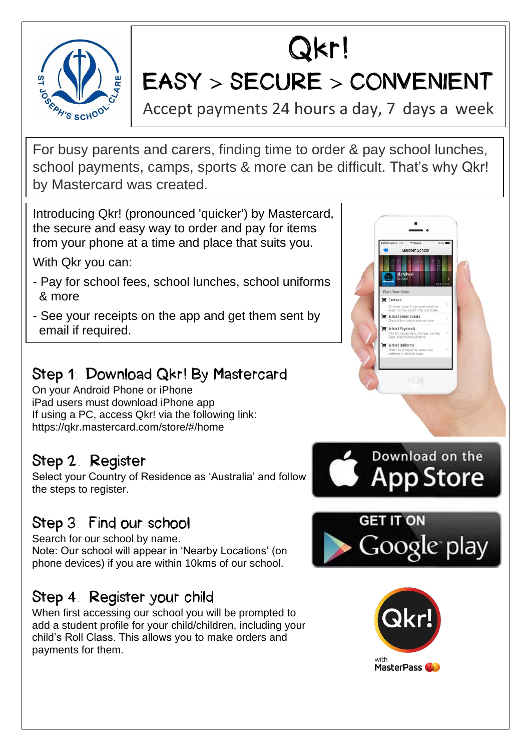# Qkr!

## EASY > SECURE > CONVENIENT

Accept payments 24 hours a day, 7 days a week

For busy parents and carers, finding time to order & pay school lunches, school payments, camps, sports & more can be difficult. That's why Qkr! by Mastercard was created.

Introducing Qkr! (pronounced 'quicker') by Mastercard, the secure and easy way to order and pay for items from your phone at a time and place that suits you.

With Qkr you can:

- Pay for school fees, school lunches, school uniforms & more
- See your receipts on the app and get them sent by email if required.

## Step 1: Download Qkr! By Mastercard

On your Android Phone or iPhone
iPad users must download iPhone app
If using a PC, access Qkr! via the following link:
https://qkr.mastercard.com/store/#/home

## Step 2: Register

Select your Country of Residence as 'Australia' and follow the steps to register.

## Step 3: Find our school

Search for our school by name.
Note: Our school will appear in 'Nearby Locations' (on phone devices) if you are within 10kms of our school.

## Step 4: Register your child

When first accessing our school you will be prompted to add a student profile for your child/children, including your child's Roll Class. This allows you to make orders and payments for them.